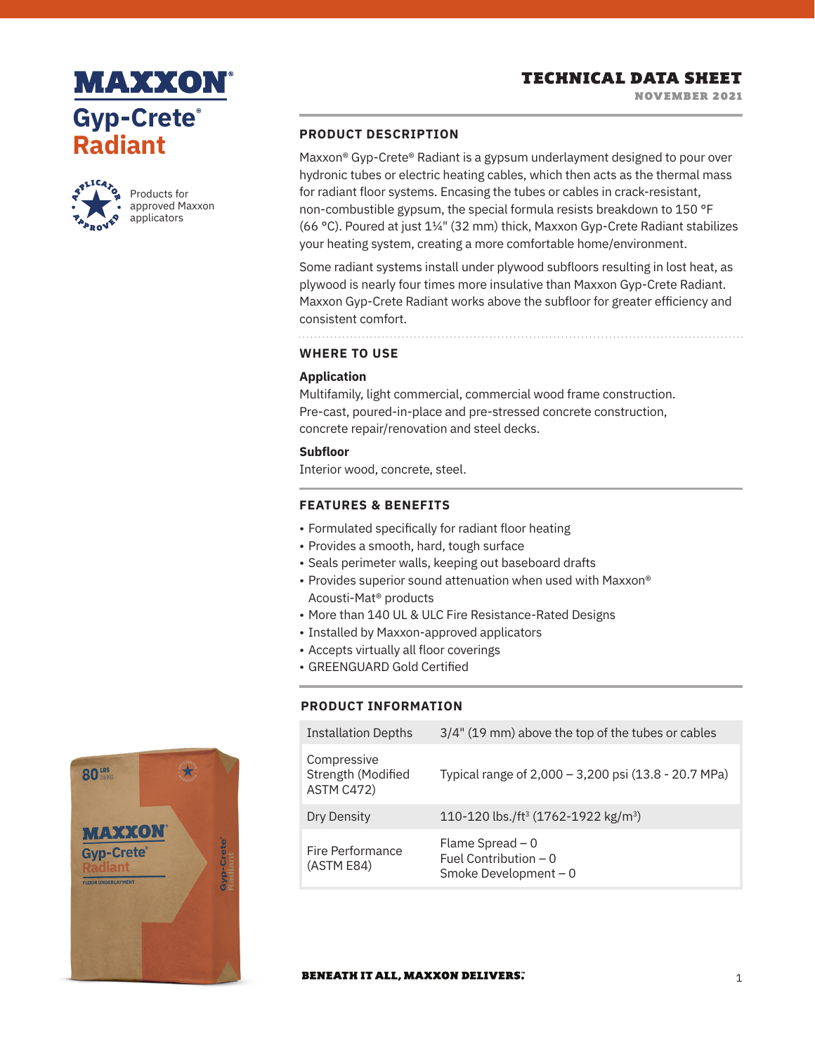# MAXXON® Gyp-Crete® Radiant

Products for approved Maxxon applicators

## TECHNICAL DATA SHEET

NOVEMBER 2021

### PRODUCT DESCRIPTION

Maxxon® Gyp-Crete® Radiant is a gypsum underlayment designed to pour over hydronic tubes or electric heating cables, which then acts as the thermal mass for radiant floor systems. Encasing the tubes or cables in crack-resistant, non-combustible gypsum, the special formula resists breakdown to 150 °F (66 °C). Poured at just 1¼" (32 mm) thick, Maxxon Gyp-Crete Radiant stabilizes your heating system, creating a more comfortable home/environment.

Some radiant systems install under plywood subfloors resulting in lost heat, as plywood is nearly four times more insulative than Maxxon Gyp-Crete Radiant. Maxxon Gyp-Crete Radiant works above the subfloor for greater efficiency and consistent comfort.

### WHERE TO USE

**Application**
Multifamily, light commercial, commercial wood frame construction. Pre-cast, poured-in-place and pre-stressed concrete construction, concrete repair/renovation and steel decks.

**Subfloor**
Interior wood, concrete, steel.

### FEATURES & BENEFITS

- Formulated specifically for radiant floor heating
- Provides a smooth, hard, tough surface
- Seals perimeter walls, keeping out baseboard drafts
- Provides superior sound attenuation when used with Maxxon® Acousti-Mat® products
- More than 140 UL & ULC Fire Resistance-Rated Designs
- Installed by Maxxon-approved applicators
- Accepts virtually all floor coverings
- GREENGUARD Gold Certified

### PRODUCT INFORMATION

| | |
|---|---|
| Installation Depths | 3/4" (19 mm) above the top of the tubes or cables |
| Compressive Strength (Modified ASTM C472) | Typical range of 2,000 – 3,200 psi (13.8 - 20.7 MPa) |
| Dry Density | 110-120 lbs./ft³ (1762-1922 kg/m³) |
| Fire Performance (ASTM E84) | Flame Spread – 0<br>Fuel Contribution – 0<br>Smoke Development – 0 |

BENEATH IT ALL, MAXXON DELIVERS.™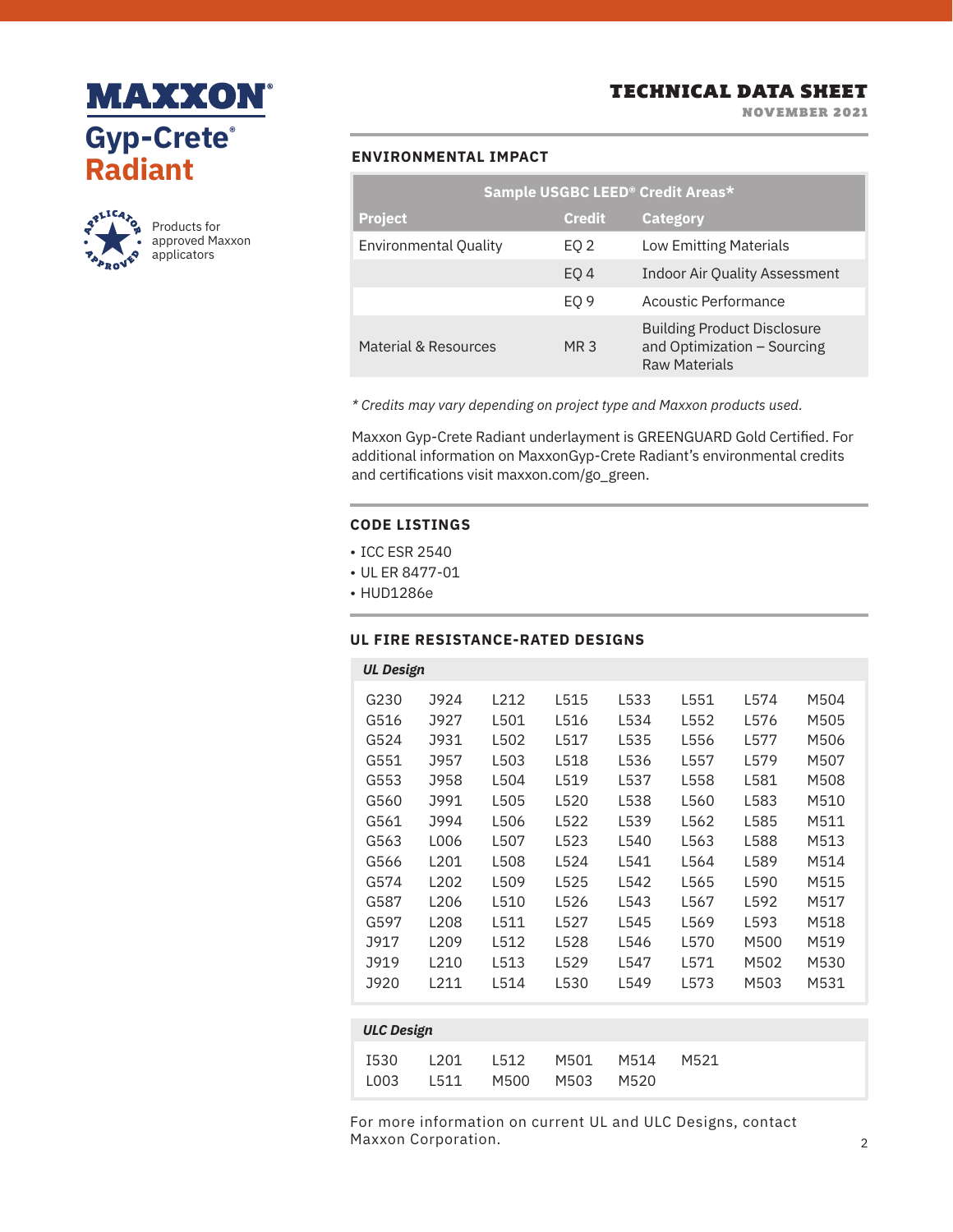# MAXXON®
## Gyp-Crete® Radiant

Products for approved Maxxon applicators

# TECHNICAL DATA SHEET

NOVEMBER 2021

## ENVIRONMENTAL IMPACT

| Sample USGBC LEED® Credit Areas* | | |
|---|---|---|
| **Project** | **Credit** | **Category** |
| Environmental Quality | EQ 2 | Low Emitting Materials |
| | EQ 4 | Indoor Air Quality Assessment |
| | EQ 9 | Acoustic Performance |
| Material & Resources | MR 3 | Building Product Disclosure and Optimization – Sourcing Raw Materials |

*\* Credits may vary depending on project type and Maxxon products used.*

Maxxon Gyp-Crete Radiant underlayment is GREENGUARD Gold Certified. For additional information on MaxxonGyp-Crete Radiant's environmental credits and certifications visit maxxon.com/go_green.

## CODE LISTINGS

- ICC ESR 2540
- UL ER 8477-01
- HUD1286e

## UL FIRE RESISTANCE-RATED DESIGNS

| *UL Design* | | | | | | | |
|---|---|---|---|---|---|---|---|
| G230 | J924 | L212 | L515 | L533 | L551 | L574 | M504 |
| G516 | J927 | L501 | L516 | L534 | L552 | L576 | M505 |
| G524 | J931 | L502 | L517 | L535 | L556 | L577 | M506 |
| G551 | J957 | L503 | L518 | L536 | L557 | L579 | M507 |
| G553 | J958 | L504 | L519 | L537 | L558 | L581 | M508 |
| G560 | J991 | L505 | L520 | L538 | L560 | L583 | M510 |
| G561 | J994 | L506 | L522 | L539 | L562 | L585 | M511 |
| G563 | L006 | L507 | L523 | L540 | L563 | L588 | M513 |
| G566 | L201 | L508 | L524 | L541 | L564 | L589 | M514 |
| G574 | L202 | L509 | L525 | L542 | L565 | L590 | M515 |
| G587 | L206 | L510 | L526 | L543 | L567 | L592 | M517 |
| G597 | L208 | L511 | L527 | L545 | L569 | L593 | M518 |
| J917 | L209 | L512 | L528 | L546 | L570 | M500 | M519 |
| J919 | L210 | L513 | L529 | L547 | L571 | M502 | M530 |
| J920 | L211 | L514 | L530 | L549 | L573 | M503 | M531 |

| *ULC Design* | | | | | |
|---|---|---|---|---|---|
| I530 | L201 | L512 | M501 | M514 | M521 |
| L003 | L511 | M500 | M503 | M520 | |

For more information on current UL and ULC Designs, contact Maxxon Corporation.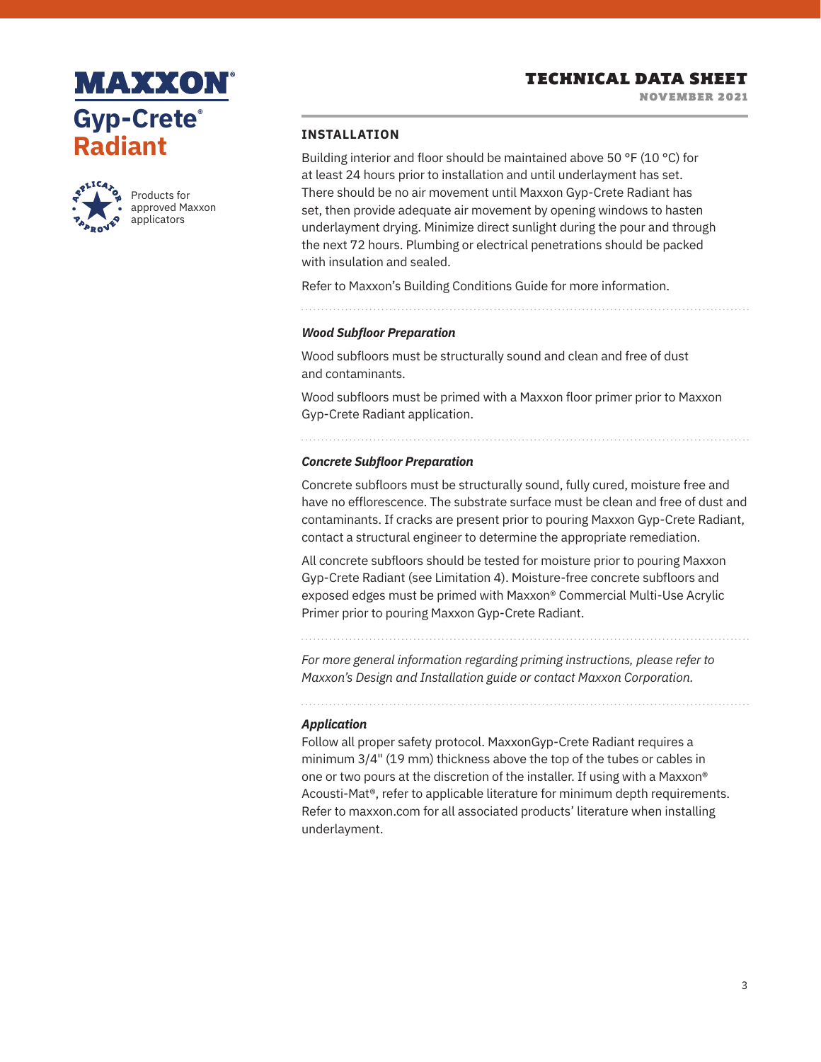## INSTALLATION

Building interior and floor should be maintained above 50 °F (10 °C) for at least 24 hours prior to installation and until underlayment has set. There should be no air movement until Maxxon Gyp-Crete Radiant has set, then provide adequate air movement by opening windows to hasten underlayment drying. Minimize direct sunlight during the pour and through the next 72 hours. Plumbing or electrical penetrations should be packed with insulation and sealed.

Refer to Maxxon's Building Conditions Guide for more information.

### *Wood Subfloor Preparation*

Wood subfloors must be structurally sound and clean and free of dust and contaminants.

Wood subfloors must be primed with a Maxxon floor primer prior to Maxxon Gyp-Crete Radiant application.

### *Concrete Subfloor Preparation*

Concrete subfloors must be structurally sound, fully cured, moisture free and have no efflorescence. The substrate surface must be clean and free of dust and contaminants. If cracks are present prior to pouring Maxxon Gyp-Crete Radiant, contact a structural engineer to determine the appropriate remediation.

All concrete subfloors should be tested for moisture prior to pouring Maxxon Gyp-Crete Radiant (see Limitation 4). Moisture-free concrete subfloors and exposed edges must be primed with Maxxon® Commercial Multi-Use Acrylic Primer prior to pouring Maxxon Gyp-Crete Radiant.

*For more general information regarding priming instructions, please refer to Maxxon's Design and Installation guide or contact Maxxon Corporation.*

### *Application*

Follow all proper safety protocol. MaxxonGyp-Crete Radiant requires a minimum 3/4" (19 mm) thickness above the top of the tubes or cables in one or two pours at the discretion of the installer. If using with a Maxxon® Acousti-Mat®, refer to applicable literature for minimum depth requirements. Refer to maxxon.com for all associated products' literature when installing underlayment.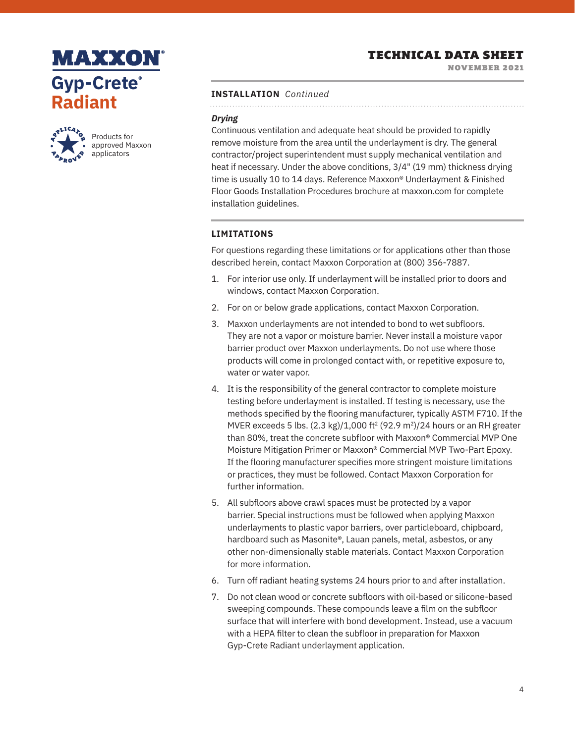## INSTALLATION *Continued*

### *Drying*

Continuous ventilation and adequate heat should be provided to rapidly remove moisture from the area until the underlayment is dry. The general contractor/project superintendent must supply mechanical ventilation and heat if necessary. Under the above conditions, 3/4" (19 mm) thickness drying time is usually 10 to 14 days. Reference Maxxon® Underlayment & Finished Floor Goods Installation Procedures brochure at maxxon.com for complete installation guidelines.

## LIMITATIONS

For questions regarding these limitations or for applications other than those described herein, contact Maxxon Corporation at (800) 356-7887.

1. For interior use only. If underlayment will be installed prior to doors and windows, contact Maxxon Corporation.
2. For on or below grade applications, contact Maxxon Corporation.
3. Maxxon underlayments are not intended to bond to wet subfloors. They are not a vapor or moisture barrier. Never install a moisture vapor barrier product over Maxxon underlayments. Do not use where those products will come in prolonged contact with, or repetitive exposure to, water or water vapor.
4. It is the responsibility of the general contractor to complete moisture testing before underlayment is installed. If testing is necessary, use the methods specified by the flooring manufacturer, typically ASTM F710. If the MVER exceeds 5 lbs. (2.3 kg)/1,000 $ft^2$ (92.9 $m^2$)/24 hours or an RH greater than 80%, treat the concrete subfloor with Maxxon® Commercial MVP One Moisture Mitigation Primer or Maxxon® Commercial MVP Two-Part Epoxy. If the flooring manufacturer specifies more stringent moisture limitations or practices, they must be followed. Contact Maxxon Corporation for further information.
5. All subfloors above crawl spaces must be protected by a vapor barrier. Special instructions must be followed when applying Maxxon underlayments to plastic vapor barriers, over particleboard, chipboard, hardboard such as Masonite®, Lauan panels, metal, asbestos, or any other non-dimensionally stable materials. Contact Maxxon Corporation for more information.
6. Turn off radiant heating systems 24 hours prior to and after installation.
7. Do not clean wood or concrete subfloors with oil-based or silicone-based sweeping compounds. These compounds leave a film on the subfloor surface that will interfere with bond development. Instead, use a vacuum with a HEPA filter to clean the subfloor in preparation for Maxxon Gyp-Crete Radiant underlayment application.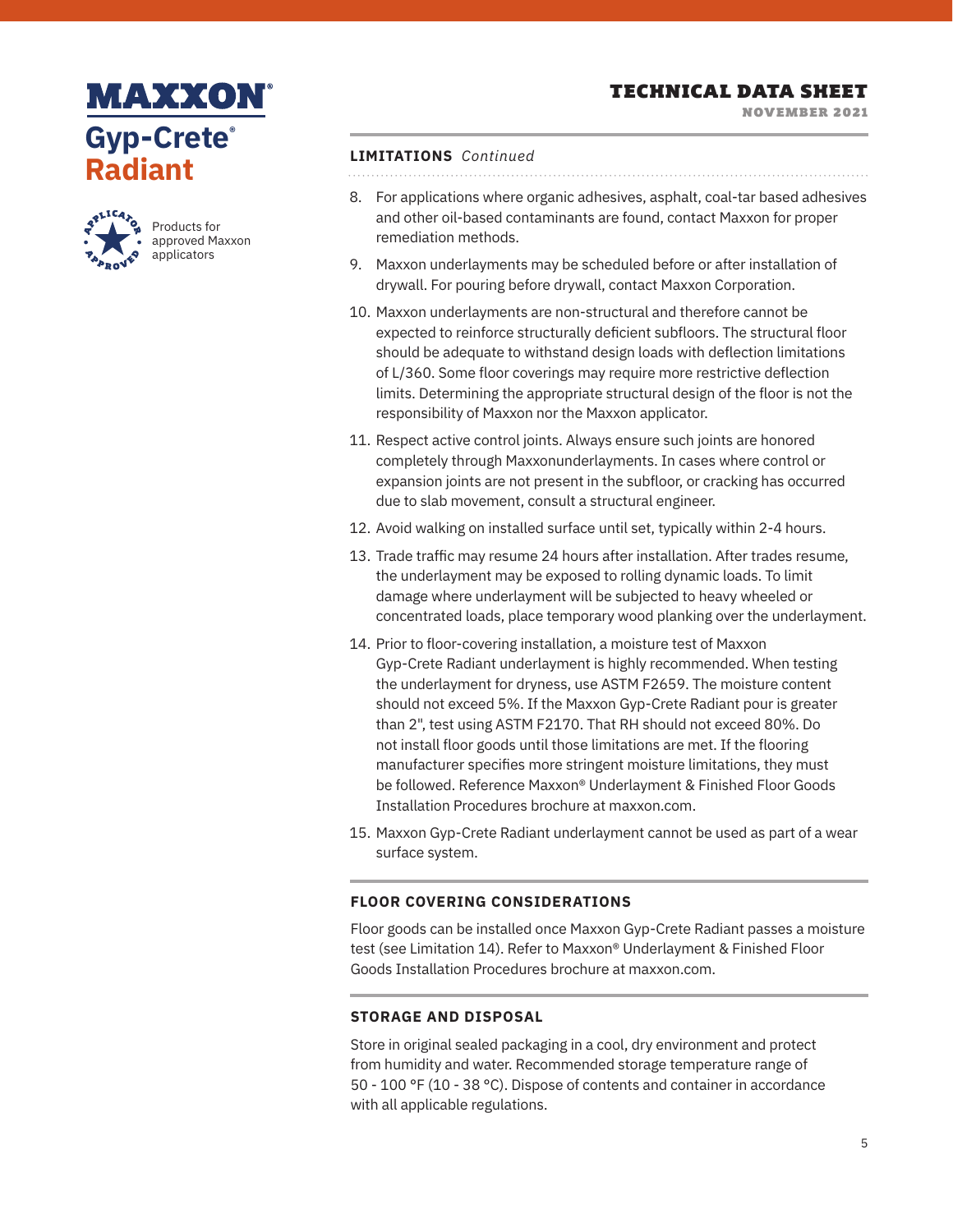# MAXXON®

## Gyp-Crete® Radiant

Products for approved Maxxon applicators

## TECHNICAL DATA SHEET

NOVEMBER 2021

### LIMITATIONS *Continued*

8. For applications where organic adhesives, asphalt, coal-tar based adhesives and other oil-based contaminants are found, contact Maxxon for proper remediation methods.
9. Maxxon underlayments may be scheduled before or after installation of drywall. For pouring before drywall, contact Maxxon Corporation.
10. Maxxon underlayments are non-structural and therefore cannot be expected to reinforce structurally deficient subfloors. The structural floor should be adequate to withstand design loads with deflection limitations of L/360. Some floor coverings may require more restrictive deflection limits. Determining the appropriate structural design of the floor is not the responsibility of Maxxon nor the Maxxon applicator.
11. Respect active control joints. Always ensure such joints are honored completely through Maxxonunderlayments. In cases where control or expansion joints are not present in the subfloor, or cracking has occurred due to slab movement, consult a structural engineer.
12. Avoid walking on installed surface until set, typically within 2-4 hours.
13. Trade traffic may resume 24 hours after installation. After trades resume, the underlayment may be exposed to rolling dynamic loads. To limit damage where underlayment will be subjected to heavy wheeled or concentrated loads, place temporary wood planking over the underlayment.
14. Prior to floor-covering installation, a moisture test of Maxxon Gyp-Crete Radiant underlayment is highly recommended. When testing the underlayment for dryness, use ASTM F2659. The moisture content should not exceed 5%. If the Maxxon Gyp-Crete Radiant pour is greater than 2", test using ASTM F2170. That RH should not exceed 80%. Do not install floor goods until those limitations are met. If the flooring manufacturer specifies more stringent moisture limitations, they must be followed. Reference Maxxon® Underlayment & Finished Floor Goods Installation Procedures brochure at maxxon.com.
15. Maxxon Gyp-Crete Radiant underlayment cannot be used as part of a wear surface system.

### FLOOR COVERING CONSIDERATIONS

Floor goods can be installed once Maxxon Gyp-Crete Radiant passes a moisture test (see Limitation 14). Refer to Maxxon® Underlayment & Finished Floor Goods Installation Procedures brochure at maxxon.com.

### STORAGE AND DISPOSAL

Store in original sealed packaging in a cool, dry environment and protect from humidity and water. Recommended storage temperature range of 50 - 100 °F (10 - 38 °C). Dispose of contents and container in accordance with all applicable regulations.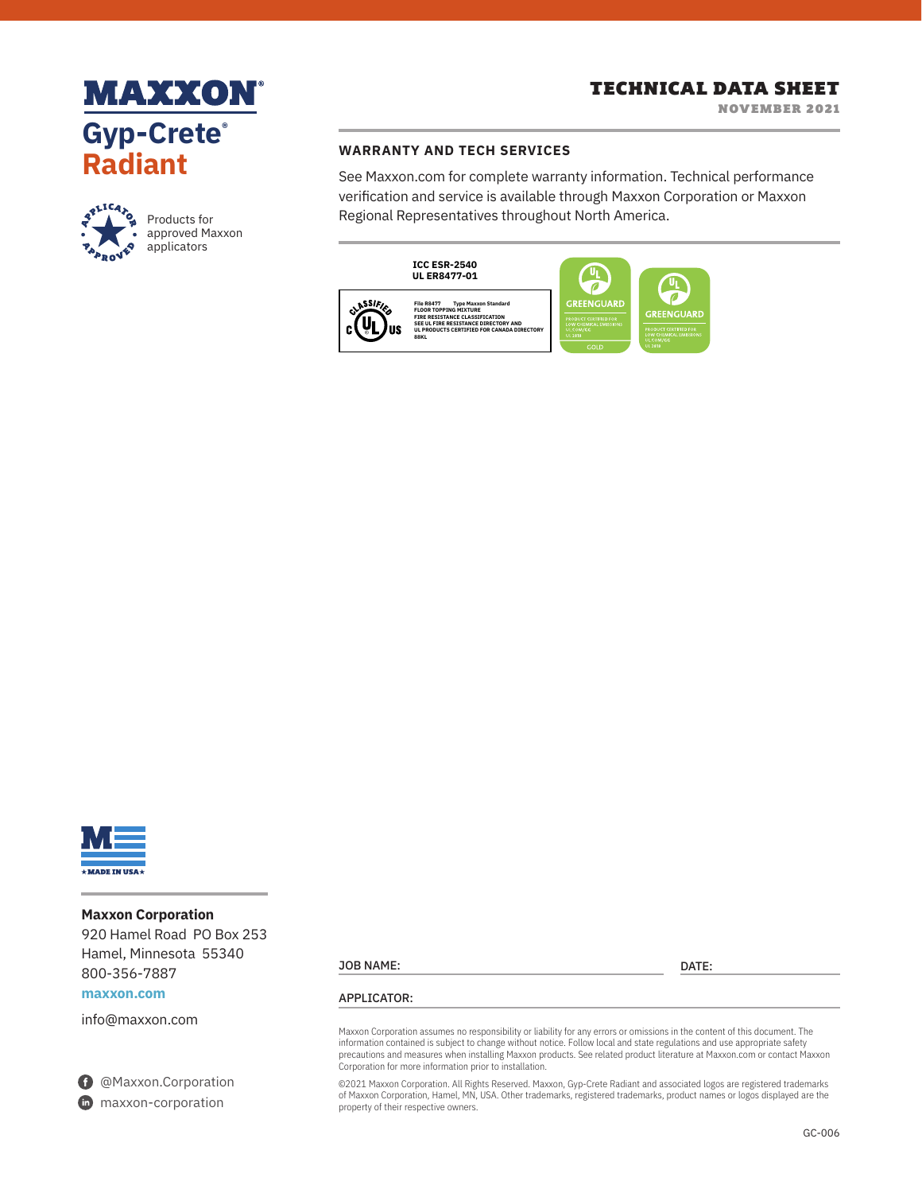# MAXXON

## Gyp-Crete® Radiant

Products for approved Maxxon applicators

## TECHNICAL DATA SHEET

NOVEMBER 2021

### WARRANTY AND TECH SERVICES

See Maxxon.com for complete warranty information. Technical performance verification and service is available through Maxxon Corporation or Maxxon Regional Representatives throughout North America.

ICC ESR-2540
UL ER8477-01

CLASSIFIED c UL US

File R8477 Type Maxxon Standard
FLOOR TOPPING MIXTURE
FIRE RESISTANCE CLASSIFICATION
SEE UL FIRE RESISTANCE DIRECTORY AND
UL PRODUCTS CERTIFIED FOR CANADA DIRECTORY
88KL

GREENGUARD
PRODUCT CERTIFIED FOR LOW CHEMICAL EMISSIONS
UL.COM/GG
UL 2818
GOLD

GREENGUARD
PRODUCT CERTIFIED FOR LOW CHEMICAL EMISSIONS
UL.COM/GG
UL 2818

★MADE IN USA★

**Maxxon Corporation**
920 Hamel Road PO Box 253
Hamel, Minnesota 55340
800-356-7887
**maxxon.com**
info@maxxon.com

@Maxxon.Corporation
maxxon-corporation

JOB NAME: DATE:

APPLICATOR:

Maxxon Corporation assumes no responsibility or liability for any errors or omissions in the content of this document. The information contained is subject to change without notice. Follow local and state regulations and use appropriate safety precautions and measures when installing Maxxon products. See related product literature at Maxxon.com or contact Maxxon Corporation for more information prior to installation.

©2021 Maxxon Corporation. All Rights Reserved. Maxxon, Gyp-Crete Radiant and associated logos are registered trademarks of Maxxon Corporation, Hamel, MN, USA. Other trademarks, registered trademarks, product names or logos displayed are the property of their respective owners.

GC-006